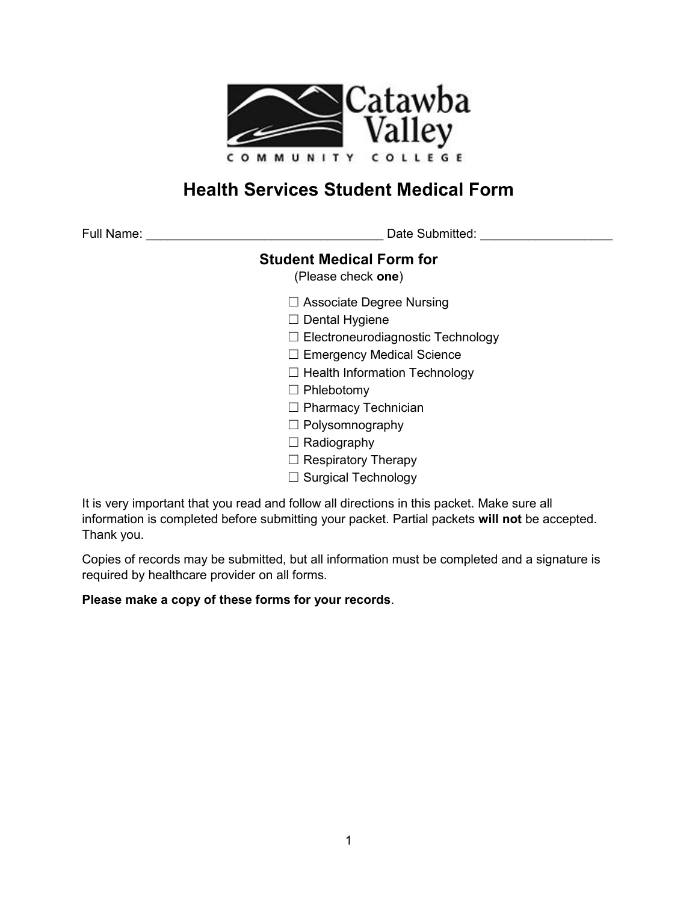Catawba Valley

COMMUNITY COLLEGE

# Health Services Student Medical Form

Full Name: ___________________________________ Date Submitted: ___________________

## Student Medical Form for

(Please check **one**)

☐ Associate Degree Nursing
☐ Dental Hygiene
☐ Electroneurodiagnostic Technology
☐ Emergency Medical Science
☐ Health Information Technology
☐ Phlebotomy
☐ Pharmacy Technician
☐ Polysomnography
☐ Radiography
☐ Respiratory Therapy
☐ Surgical Technology

It is very important that you read and follow all directions in this packet. Make sure all information is completed before submitting your packet. Partial packets **will not** be accepted. Thank you.

Copies of records may be submitted, but all information must be completed and a signature is required by healthcare provider on all forms.

**Please make a copy of these forms for your records**.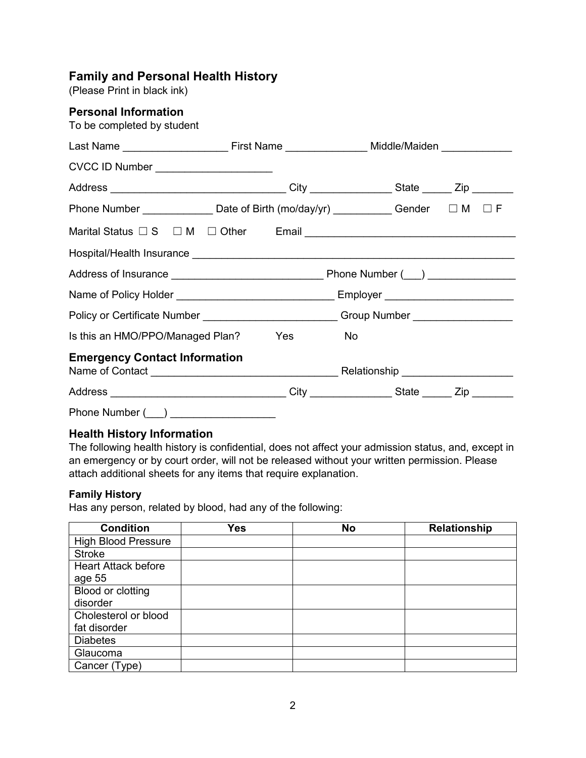## Family and Personal Health History

(Please Print in black ink)

### Personal Information

To be completed by student

Last Name __________________ First Name ______________ Middle/Maiden ____________

CVCC ID Number ____________________

Address _______________________________ City ______________ State _____ Zip _______

Phone Number ____________ Date of Birth (mo/day/yr) __________ Gender ☐ M ☐ F

Marital Status ☐ S ☐ M ☐ Other Email ____________________________________

Hospital/Health Insurance ________________________________________________________

Address of Insurance __________________________ Phone Number (___) _______________

Name of Policy Holder ___________________________ Employer ______________________

Policy or Certificate Number _______________________ Group Number _________________

Is this an HMO/PPO/Managed Plan? Yes No

### Emergency Contact Information

Name of Contact ________________________________ Relationship ___________________

Address _______________________________ City ______________ State _____ Zip _______

Phone Number (___) __________________

### Health History Information

The following health history is confidential, does not affect your admission status, and, except in an emergency or by court order, will not be released without your written permission. Please attach additional sheets for any items that require explanation.

#### Family History

Has any person, related by blood, had any of the following:

| Condition | Yes | No | Relationship |
|---|---|---|---|
| High Blood Pressure | | | |
| Stroke | | | |
| Heart Attack before age 55 | | | |
| Blood or clotting disorder | | | |
| Cholesterol or blood fat disorder | | | |
| Diabetes | | | |
| Glaucoma | | | |
| Cancer (Type) | | | |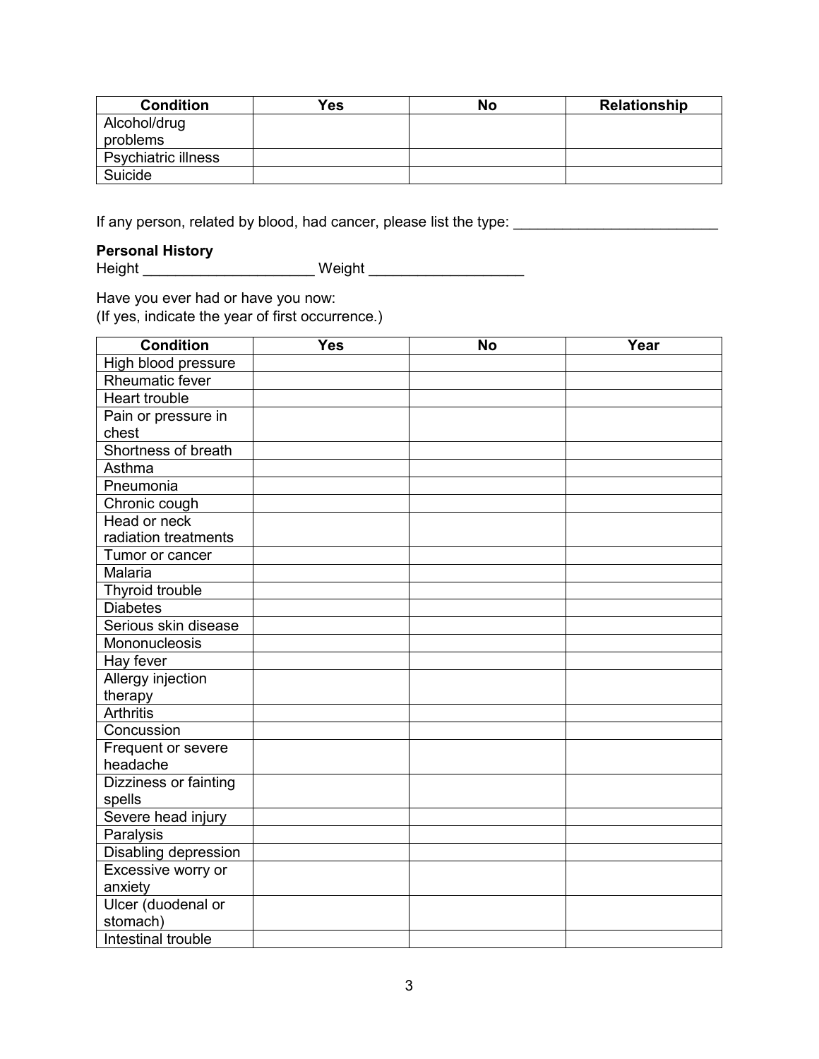| Condition | Yes | No | Relationship |
| --- | --- | --- | --- |
| Alcohol/drug problems | | | |
| Psychiatric illness | | | |
| Suicide | | | |

If any person, related by blood, had cancer, please list the type: _________________________

**Personal History**

Height _____________________ Weight ___________________

Have you ever had or have you now:
(If yes, indicate the year of first occurrence.)

| Condition | Yes | No | Year |
| --- | --- | --- | --- |
| High blood pressure | | | |
| Rheumatic fever | | | |
| Heart trouble | | | |
| Pain or pressure in chest | | | |
| Shortness of breath | | | |
| Asthma | | | |
| Pneumonia | | | |
| Chronic cough | | | |
| Head or neck radiation treatments | | | |
| Tumor or cancer | | | |
| Malaria | | | |
| Thyroid trouble | | | |
| Diabetes | | | |
| Serious skin disease | | | |
| Mononucleosis | | | |
| Hay fever | | | |
| Allergy injection therapy | | | |
| Arthritis | | | |
| Concussion | | | |
| Frequent or severe headache | | | |
| Dizziness or fainting spells | | | |
| Severe head injury | | | |
| Paralysis | | | |
| Disabling depression | | | |
| Excessive worry or anxiety | | | |
| Ulcer (duodenal or stomach) | | | |
| Intestinal trouble | | | |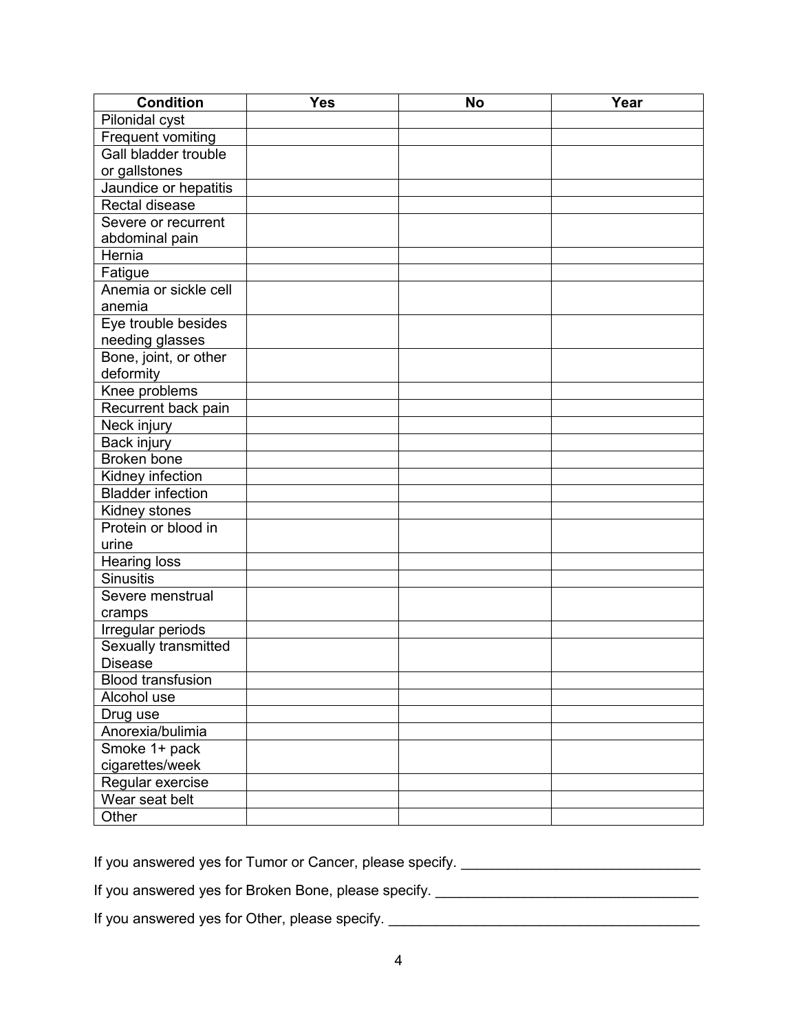| Condition | Yes | No | Year |
|---|---|---|---|
| Pilonidal cyst | | | |
| Frequent vomiting | | | |
| Gall bladder trouble or gallstones | | | |
| Jaundice or hepatitis | | | |
| Rectal disease | | | |
| Severe or recurrent abdominal pain | | | |
| Hernia | | | |
| Fatigue | | | |
| Anemia or sickle cell anemia | | | |
| Eye trouble besides needing glasses | | | |
| Bone, joint, or other deformity | | | |
| Knee problems | | | |
| Recurrent back pain | | | |
| Neck injury | | | |
| Back injury | | | |
| Broken bone | | | |
| Kidney infection | | | |
| Bladder infection | | | |
| Kidney stones | | | |
| Protein or blood in urine | | | |
| Hearing loss | | | |
| Sinusitis | | | |
| Severe menstrual cramps | | | |
| Irregular periods | | | |
| Sexually transmitted Disease | | | |
| Blood transfusion | | | |
| Alcohol use | | | |
| Drug use | | | |
| Anorexia/bulimia | | | |
| Smoke 1+ pack cigarettes/week | | | |
| Regular exercise | | | |
| Wear seat belt | | | |
| Other | | | |

If you answered yes for Tumor or Cancer, please specify. ______________________________

If you answered yes for Broken Bone, please specify. _________________________________

If you answered yes for Other, please specify. ______________________________________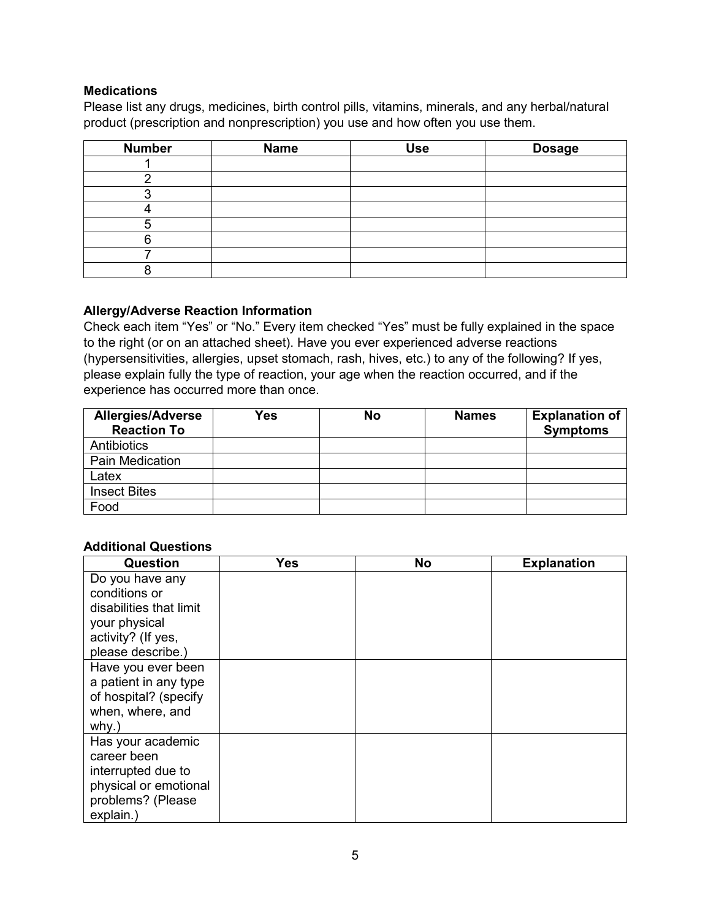**Medications**

Please list any drugs, medicines, birth control pills, vitamins, minerals, and any herbal/natural product (prescription and nonprescription) you use and how often you use them.

| Number | Name | Use | Dosage |
|---|---|---|---|
| 1 | | | |
| 2 | | | |
| 3 | | | |
| 4 | | | |
| 5 | | | |
| 6 | | | |
| 7 | | | |
| 8 | | | |

**Allergy/Adverse Reaction Information**

Check each item "Yes" or "No." Every item checked "Yes" must be fully explained in the space to the right (or on an attached sheet). Have you ever experienced adverse reactions (hypersensitivities, allergies, upset stomach, rash, hives, etc.) to any of the following? If yes, please explain fully the type of reaction, your age when the reaction occurred, and if the experience has occurred more than once.

| Allergies/Adverse Reaction To | Yes | No | Names | Explanation of Symptoms |
|---|---|---|---|---|
| Antibiotics | | | | |
| Pain Medication | | | | |
| Latex | | | | |
| Insect Bites | | | | |
| Food | | | | |

**Additional Questions**

| Question | Yes | No | Explanation |
|---|---|---|---|
| Do you have any conditions or disabilities that limit your physical activity? (If yes, please describe.) | | | |
| Have you ever been a patient in any type of hospital? (specify when, where, and why.) | | | |
| Has your academic career been interrupted due to physical or emotional problems? (Please explain.) | | | |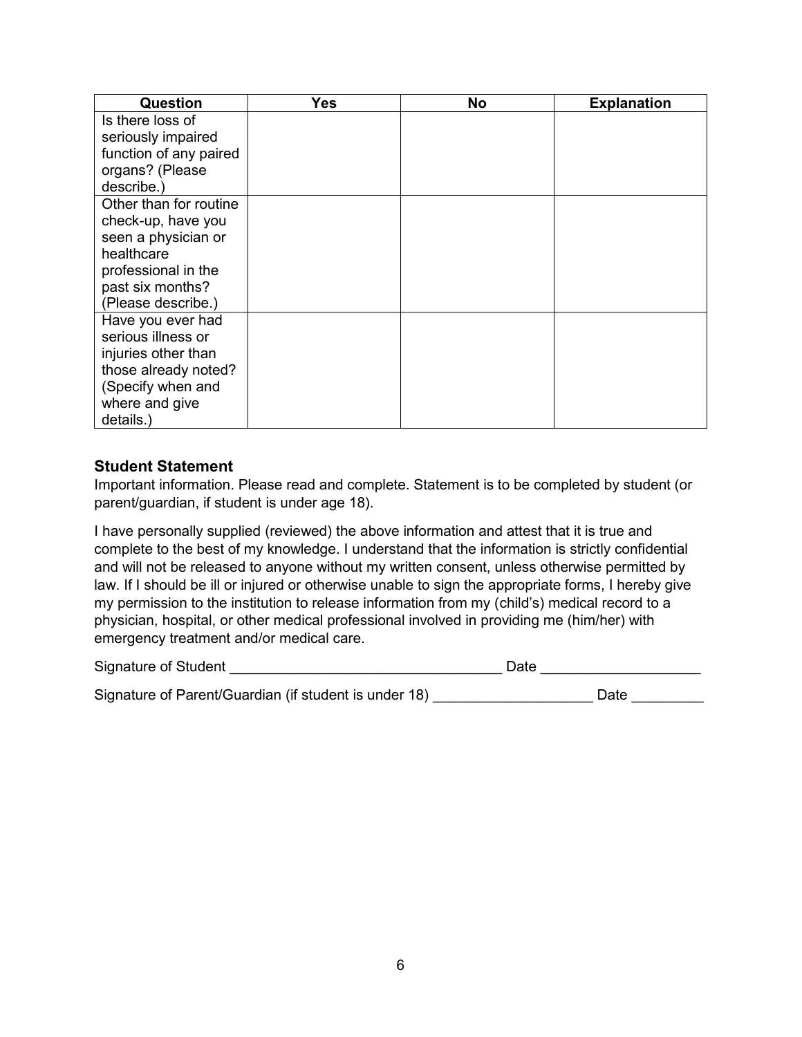| Question | Yes | No | Explanation |
| --- | --- | --- | --- |
| Is there loss of seriously impaired function of any paired organs? (Please describe.) | | | |
| Other than for routine check-up, have you seen a physician or healthcare professional in the past six months? (Please describe.) | | | |
| Have you ever had serious illness or injuries other than those already noted? (Specify when and where and give details.) | | | |

### Student Statement

Important information. Please read and complete. Statement is to be completed by student (or parent/guardian, if student is under age 18).

I have personally supplied (reviewed) the above information and attest that it is true and complete to the best of my knowledge. I understand that the information is strictly confidential and will not be released to anyone without my written consent, unless otherwise permitted by law. If I should be ill or injured or otherwise unable to sign the appropriate forms, I hereby give my permission to the institution to release information from my (child's) medical record to a physician, hospital, or other medical professional involved in providing me (him/her) with emergency treatment and/or medical care.

Signature of Student __________________________________ Date ____________________

Signature of Parent/Guardian (if student is under 18) ____________________ Date _________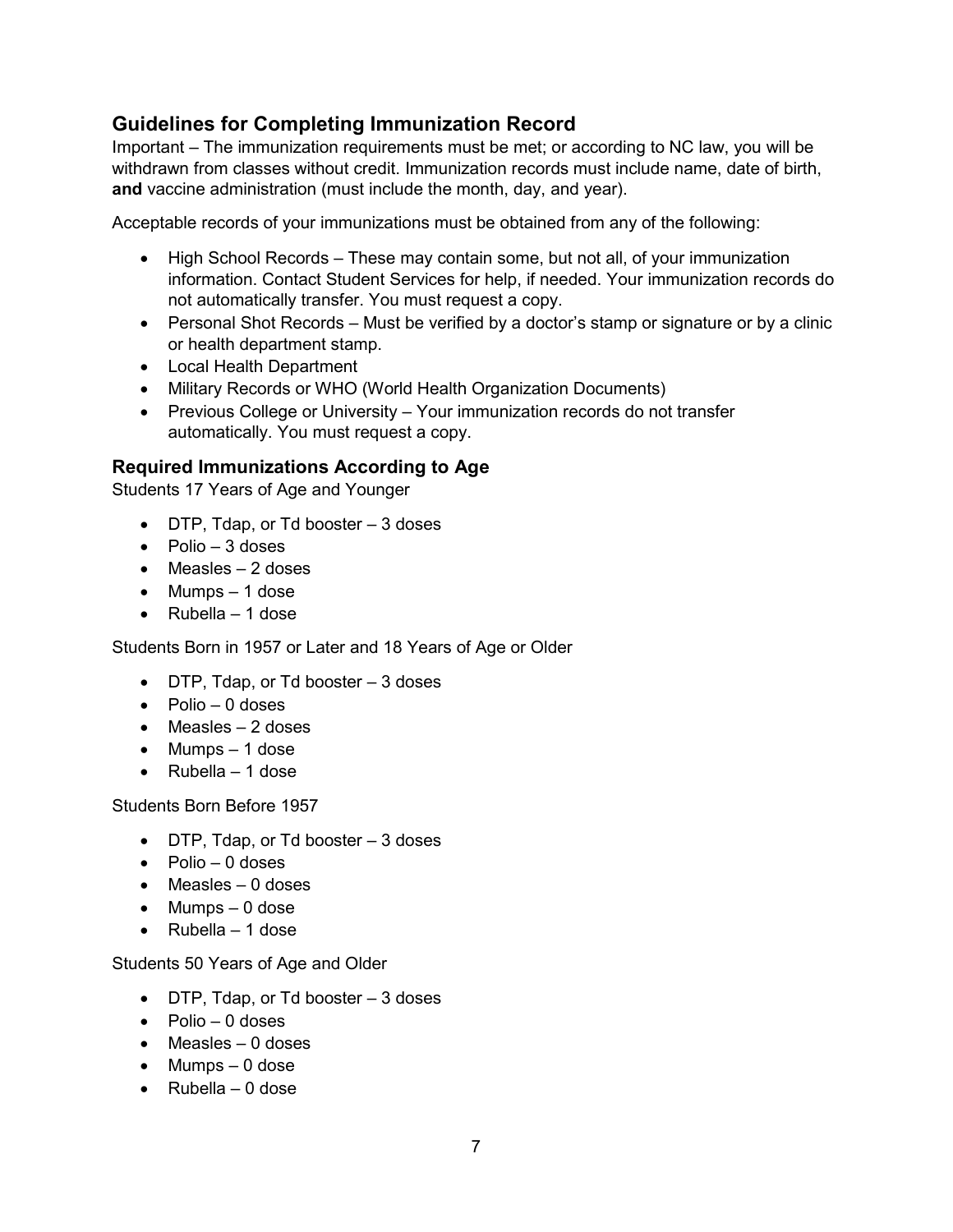## Guidelines for Completing Immunization Record

Important – The immunization requirements must be met; or according to NC law, you will be withdrawn from classes without credit. Immunization records must include name, date of birth, **and** vaccine administration (must include the month, day, and year).

Acceptable records of your immunizations must be obtained from any of the following:

- High School Records – These may contain some, but not all, of your immunization information. Contact Student Services for help, if needed. Your immunization records do not automatically transfer. You must request a copy.
- Personal Shot Records – Must be verified by a doctor's stamp or signature or by a clinic or health department stamp.
- Local Health Department
- Military Records or WHO (World Health Organization Documents)
- Previous College or University – Your immunization records do not transfer automatically. You must request a copy.

### Required Immunizations According to Age

Students 17 Years of Age and Younger

- DTP, Tdap, or Td booster – 3 doses
- Polio – 3 doses
- Measles – 2 doses
- Mumps – 1 dose
- Rubella – 1 dose

Students Born in 1957 or Later and 18 Years of Age or Older

- DTP, Tdap, or Td booster – 3 doses
- Polio – 0 doses
- Measles – 2 doses
- Mumps – 1 dose
- Rubella – 1 dose

Students Born Before 1957

- DTP, Tdap, or Td booster – 3 doses
- Polio – 0 doses
- Measles – 0 doses
- Mumps – 0 dose
- Rubella – 1 dose

Students 50 Years of Age and Older

- DTP, Tdap, or Td booster – 3 doses
- Polio – 0 doses
- Measles – 0 doses
- Mumps – 0 dose
- Rubella – 0 dose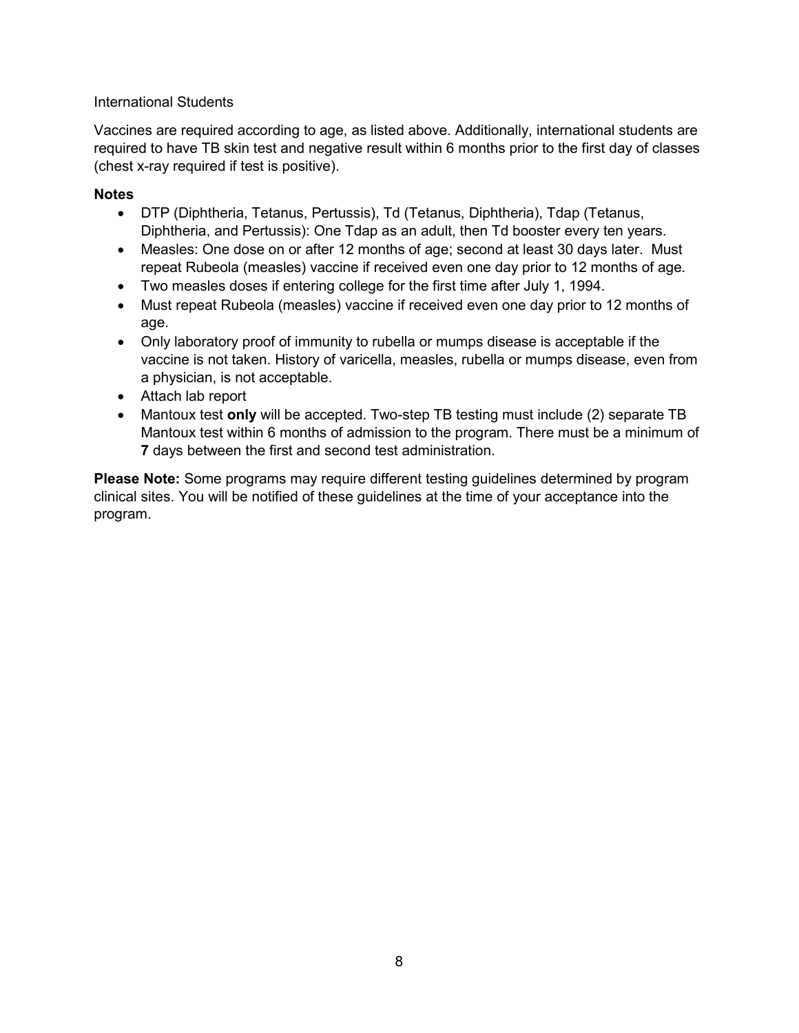International Students

Vaccines are required according to age, as listed above. Additionally, international students are required to have TB skin test and negative result within 6 months prior to the first day of classes (chest x-ray required if test is positive).

**Notes**

- DTP (Diphtheria, Tetanus, Pertussis), Td (Tetanus, Diphtheria), Tdap (Tetanus, Diphtheria, and Pertussis): One Tdap as an adult, then Td booster every ten years.
- Measles: One dose on or after 12 months of age; second at least 30 days later. Must repeat Rubeola (measles) vaccine if received even one day prior to 12 months of age.
- Two measles doses if entering college for the first time after July 1, 1994.
- Must repeat Rubeola (measles) vaccine if received even one day prior to 12 months of age.
- Only laboratory proof of immunity to rubella or mumps disease is acceptable if the vaccine is not taken. History of varicella, measles, rubella or mumps disease, even from a physician, is not acceptable.
- Attach lab report
- Mantoux test **only** will be accepted. Two-step TB testing must include (2) separate TB Mantoux test within 6 months of admission to the program. There must be a minimum of **7** days between the first and second test administration.

**Please Note:** Some programs may require different testing guidelines determined by program clinical sites. You will be notified of these guidelines at the time of your acceptance into the program.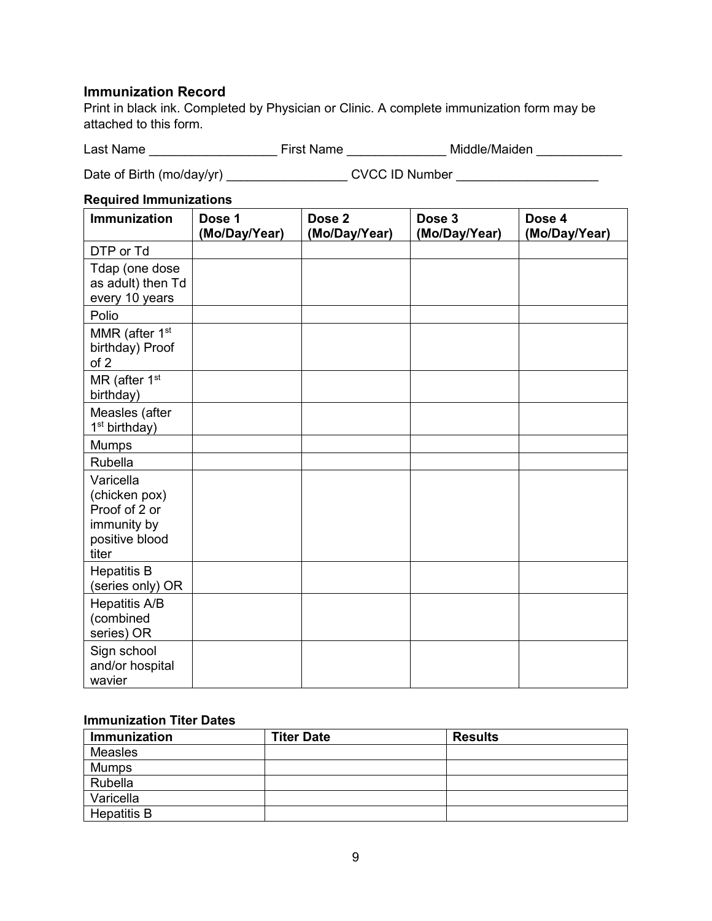## Immunization Record

Print in black ink. Completed by Physician or Clinic. A complete immunization form may be attached to this form.

Last Name __________________ First Name ______________ Middle/Maiden ____________

Date of Birth (mo/day/yr) _________________ CVCC ID Number ____________________

### Required Immunizations

| Immunization | Dose 1 (Mo/Day/Year) | Dose 2 (Mo/Day/Year) | Dose 3 (Mo/Day/Year) | Dose 4 (Mo/Day/Year) |
|---|---|---|---|---|
| DTP or Td | | | | |
| Tdap (one dose as adult) then Td every 10 years | | | | |
| Polio | | | | |
| MMR (after 1st birthday) Proof of 2 | | | | |
| MR (after 1st birthday) | | | | |
| Measles (after 1st birthday) | | | | |
| Mumps | | | | |
| Rubella | | | | |
| Varicella (chicken pox) Proof of 2 or immunity by positive blood titer | | | | |
| Hepatitis B (series only) OR | | | | |
| Hepatitis A/B (combined series) OR | | | | |
| Sign school and/or hospital wavier | | | | |

### Immunization Titer Dates

| Immunization | Titer Date | Results |
|---|---|---|
| Measles | | |
| Mumps | | |
| Rubella | | |
| Varicella | | |
| Hepatitis B | | |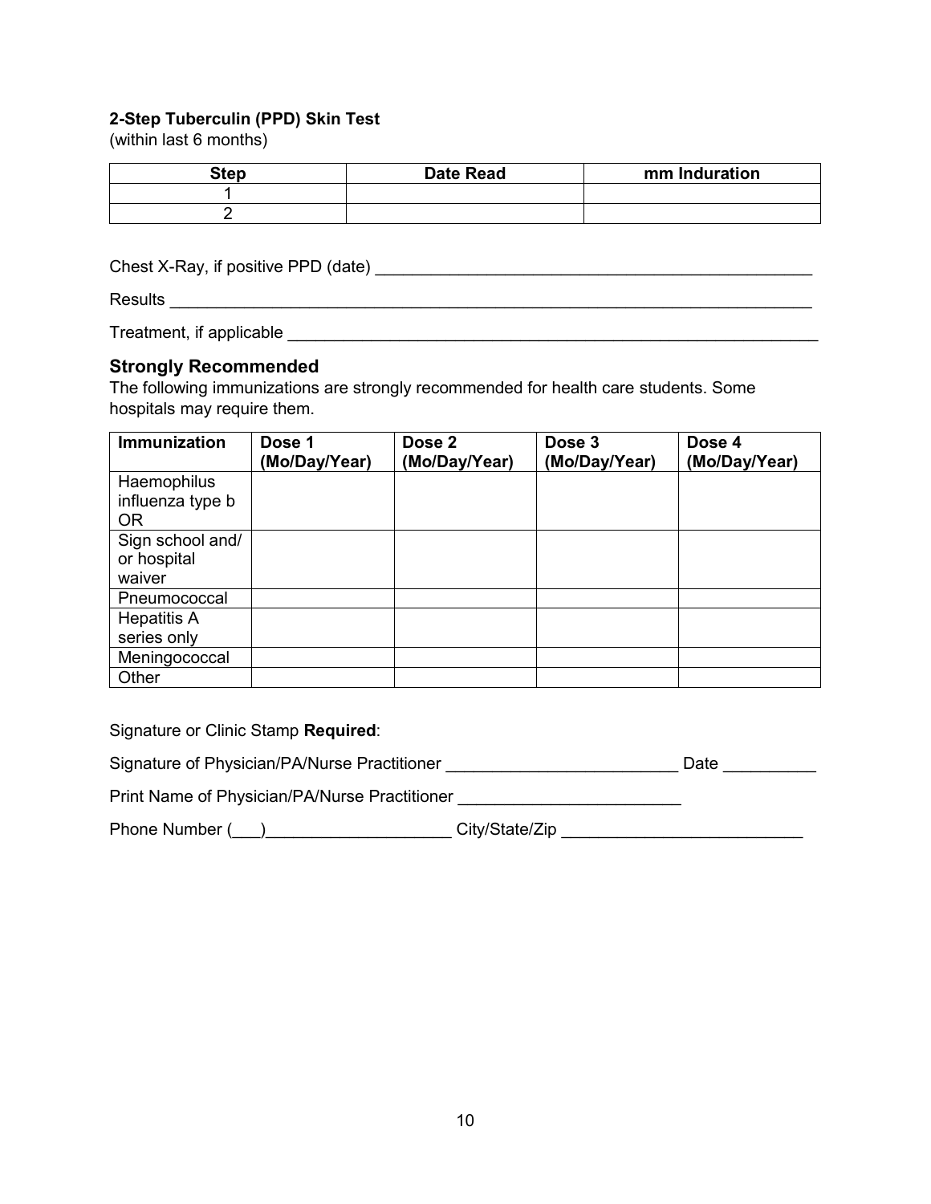**2-Step Tuberculin (PPD) Skin Test**
(within last 6 months)

| Step | Date Read | mm Induration |
|---|---|---|
| 1 | | |
| 2 | | |

Chest X-Ray, if positive PPD (date) ______________________________________________

Results ______________________________________________________________________

Treatment, if applicable _______________________________________________________

## Strongly Recommended

The following immunizations are strongly recommended for health care students. Some hospitals may require them.

| Immunization | Dose 1 (Mo/Day/Year) | Dose 2 (Mo/Day/Year) | Dose 3 (Mo/Day/Year) | Dose 4 (Mo/Day/Year) |
|---|---|---|---|---|
| Haemophilus influenza type b OR | | | | |
| Sign school and/ or hospital waiver | | | | |
| Pneumococcal | | | | |
| Hepatitis A series only | | | | |
| Meningococcal | | | | |
| Other | | | | |

Signature or Clinic Stamp **Required**:

Signature of Physician/PA/Nurse Practitioner _________________________ Date __________

Print Name of Physician/PA/Nurse Practitioner ________________________

Phone Number (___)____________________ City/State/Zip __________________________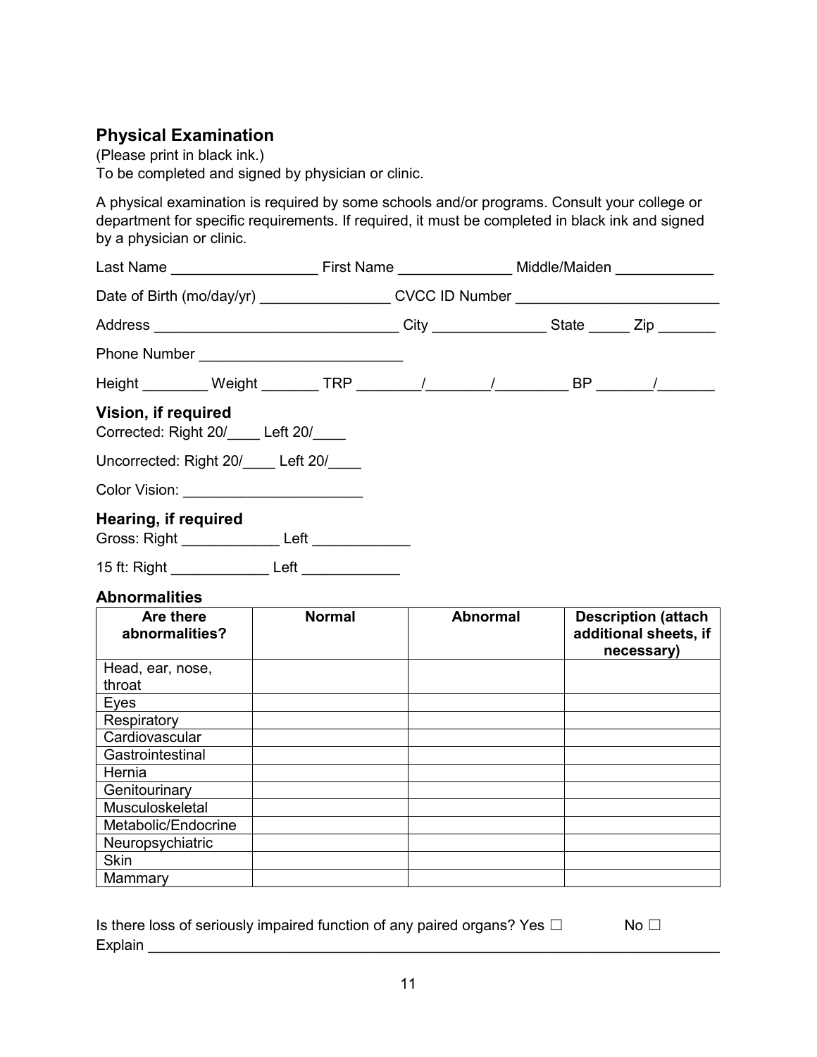## Physical Examination

(Please print in black ink.)
To be completed and signed by physician or clinic.

A physical examination is required by some schools and/or programs. Consult your college or department for specific requirements. If required, it must be completed in black ink and signed by a physician or clinic.

Last Name __________________ First Name ______________ Middle/Maiden ____________

Date of Birth (mo/day/yr) ________________ CVCC ID Number _________________________

Address ______________________________ City ______________ State _____ Zip _______

Phone Number _________________________

Height ________ Weight _______ TRP ________/________/_________ BP _______/_______

### Vision, if required

Corrected: Right 20/____ Left 20/____

Uncorrected: Right 20/____ Left 20/____

Color Vision: _____________________

### Hearing, if required

Gross: Right ____________ Left ____________

15 ft: Right ____________ Left ____________

### Abnormalities

| Are there abnormalities? | Normal | Abnormal | Description (attach additional sheets, if necessary) |
|---|---|---|---|
| Head, ear, nose, throat | | | |
| Eyes | | | |
| Respiratory | | | |
| Cardiovascular | | | |
| Gastrointestinal | | | |
| Hernia | | | |
| Genitourinary | | | |
| Musculoskeletal | | | |
| Metabolic/Endocrine | | | |
| Neuropsychiatric | | | |
| Skin | | | |
| Mammary | | | |

Is there loss of seriously impaired function of any paired organs? Yes ☐ No ☐
Explain ________________________________________________________________________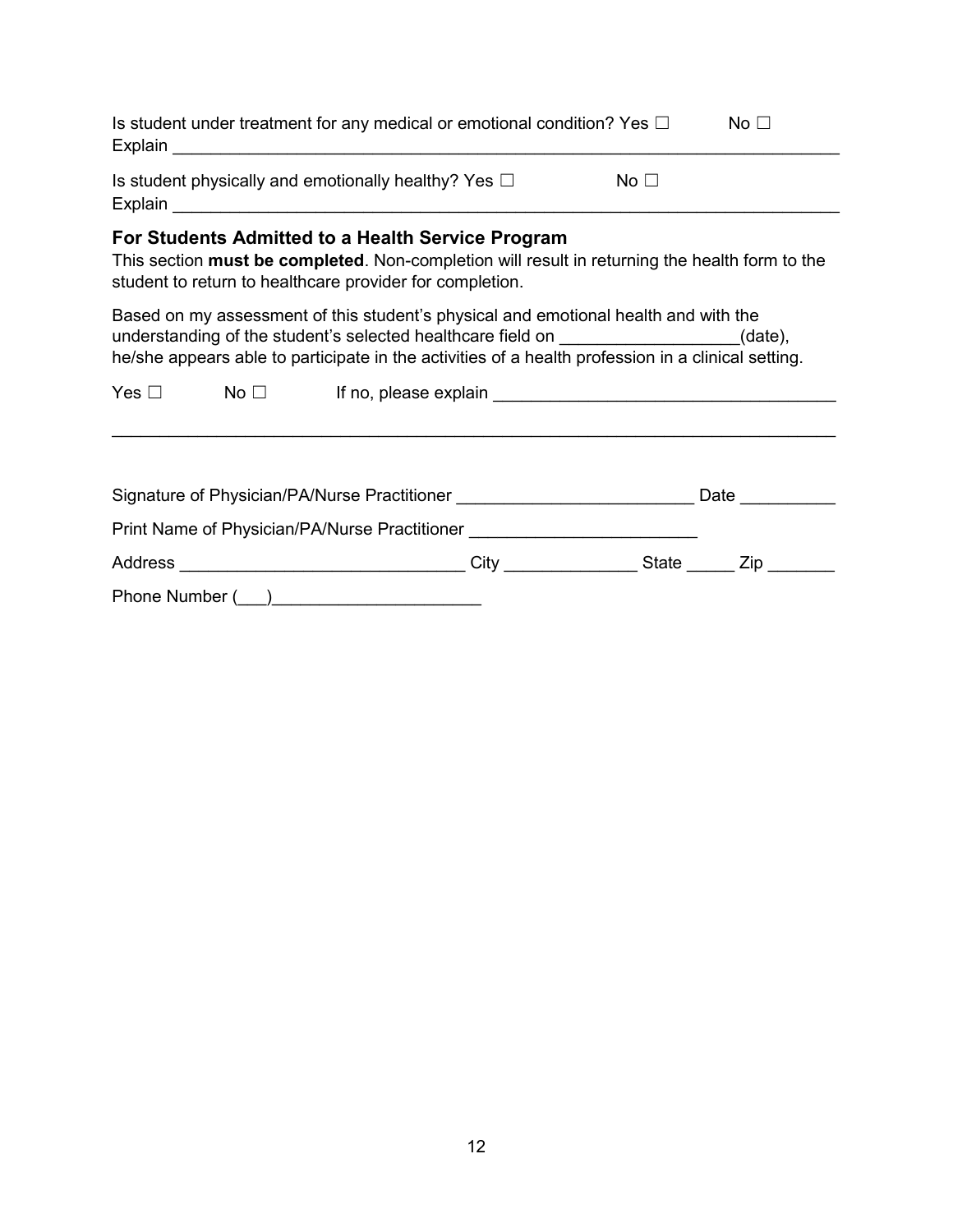Is student under treatment for any medical or emotional condition? Yes ☐ No ☐
Explain ___________________________________________________________________

Is student physically and emotionally healthy? Yes ☐ No ☐
Explain ___________________________________________________________________

### For Students Admitted to a Health Service Program

This section **must be completed**. Non-completion will result in returning the health form to the student to return to healthcare provider for completion.

Based on my assessment of this student's physical and emotional health and with the understanding of the student's selected healthcare field on __________________(date), he/she appears able to participate in the activities of a health profession in a clinical setting.

Yes ☐ No ☐ If no, please explain ___________________________________

___________________________________________________________________________

Signature of Physician/PA/Nurse Practitioner ________________________ Date __________

Print Name of Physician/PA/Nurse Practitioner _______________________

Address _____________________________ City ______________ State _____ Zip _______

Phone Number (___)_____________________